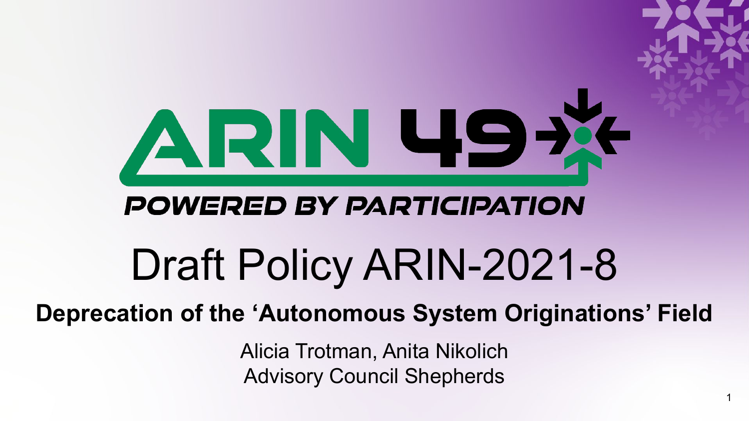ARIN 49

POWERED BY PARTICIPATION

# Draft Policy ARIN-2021-8

## Deprecation of the 'Autonomous System Originations' Field

Alicia Trotman, Anita Nikolich
Advisory Council Shepherds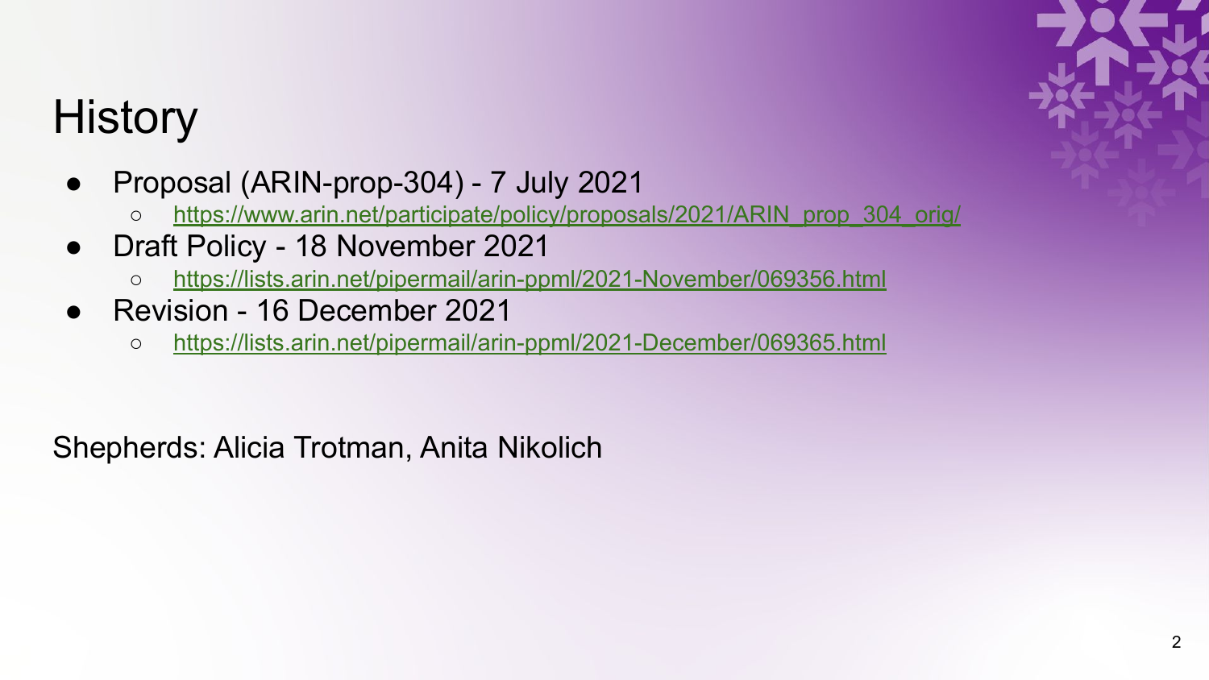# History

- Proposal (ARIN-prop-304) - 7 July 2021
  - https://www.arin.net/participate/policy/proposals/2021/ARIN_prop_304_orig/
- Draft Policy - 18 November 2021
  - https://lists.arin.net/pipermail/arin-ppml/2021-November/069356.html
- Revision - 16 December 2021
  - https://lists.arin.net/pipermail/arin-ppml/2021-December/069365.html

Shepherds: Alicia Trotman, Anita Nikolich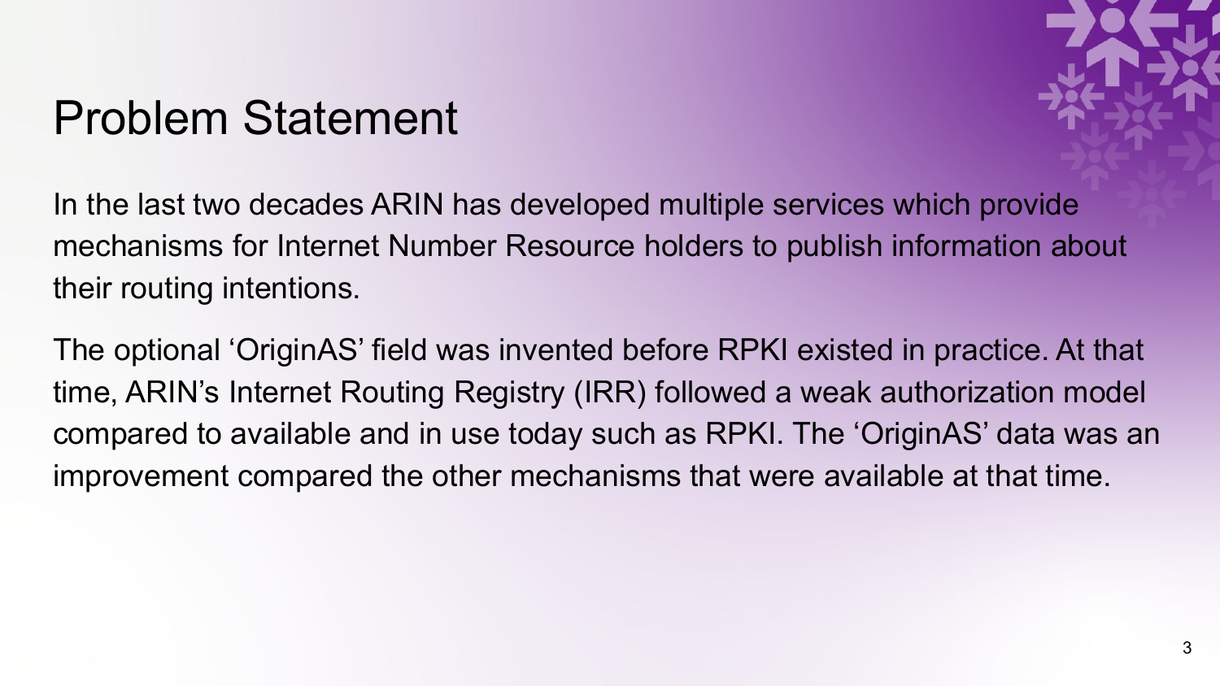# Problem Statement

In the last two decades ARIN has developed multiple services which provide mechanisms for Internet Number Resource holders to publish information about their routing intentions.

The optional ‘OriginAS’ field was invented before RPKI existed in practice. At that time, ARIN’s Internet Routing Registry (IRR) followed a weak authorization model compared to available and in use today such as RPKI. The ‘OriginAS’ data was an improvement compared the other mechanisms that were available at that time.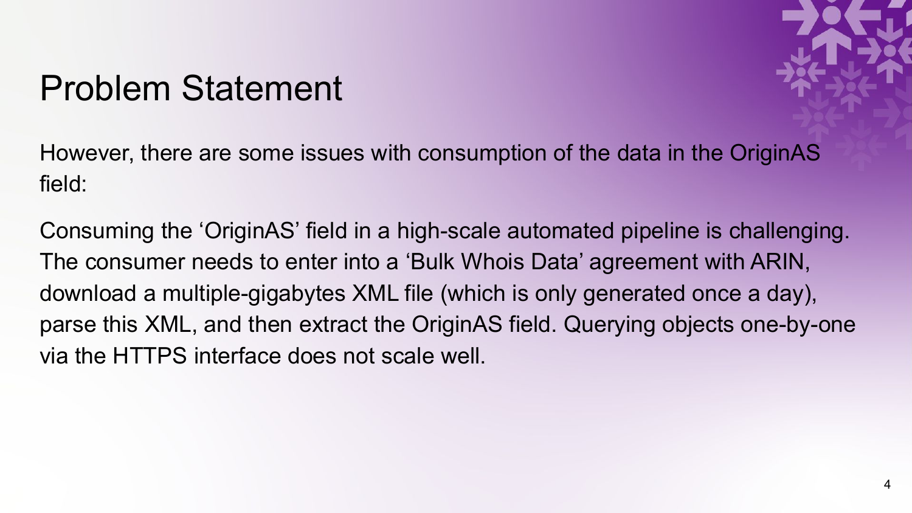# Problem Statement

However, there are some issues with consumption of the data in the OriginAS field:

Consuming the ‘OriginAS’ field in a high-scale automated pipeline is challenging. The consumer needs to enter into a ‘Bulk Whois Data’ agreement with ARIN, download a multiple-gigabytes XML file (which is only generated once a day), parse this XML, and then extract the OriginAS field. Querying objects one-by-one via the HTTPS interface does not scale well.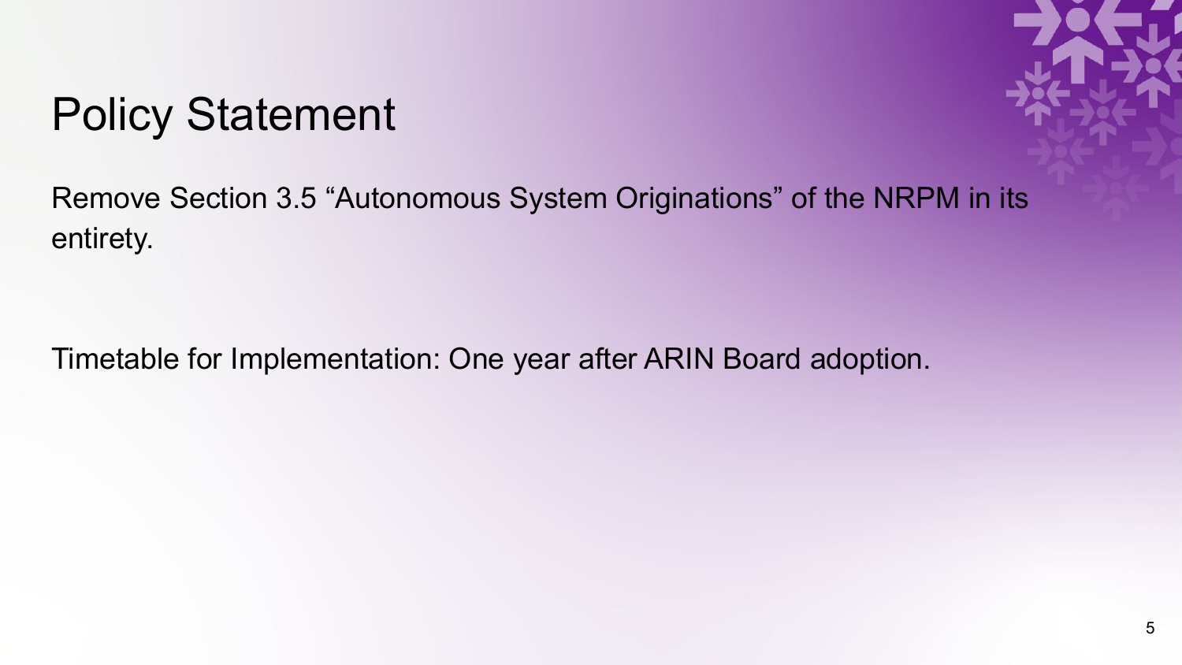# Policy Statement

Remove Section 3.5 “Autonomous System Originations” of the NRPM in its entirety.

Timetable for Implementation: One year after ARIN Board adoption.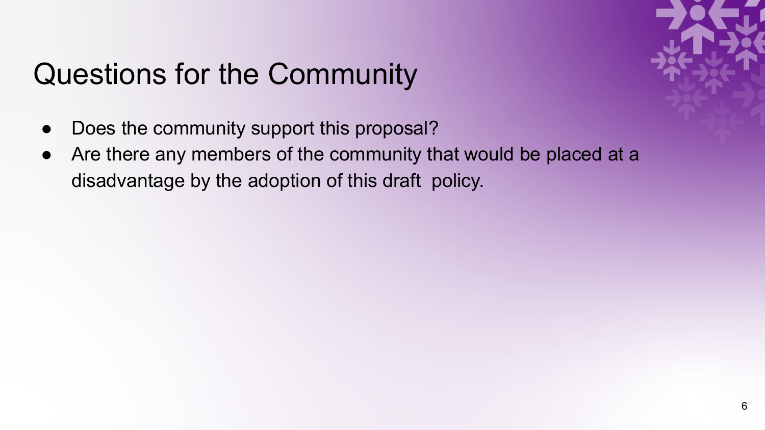# Questions for the Community

- Does the community support this proposal?
- Are there any members of the community that would be placed at a disadvantage by the adoption of this draft policy.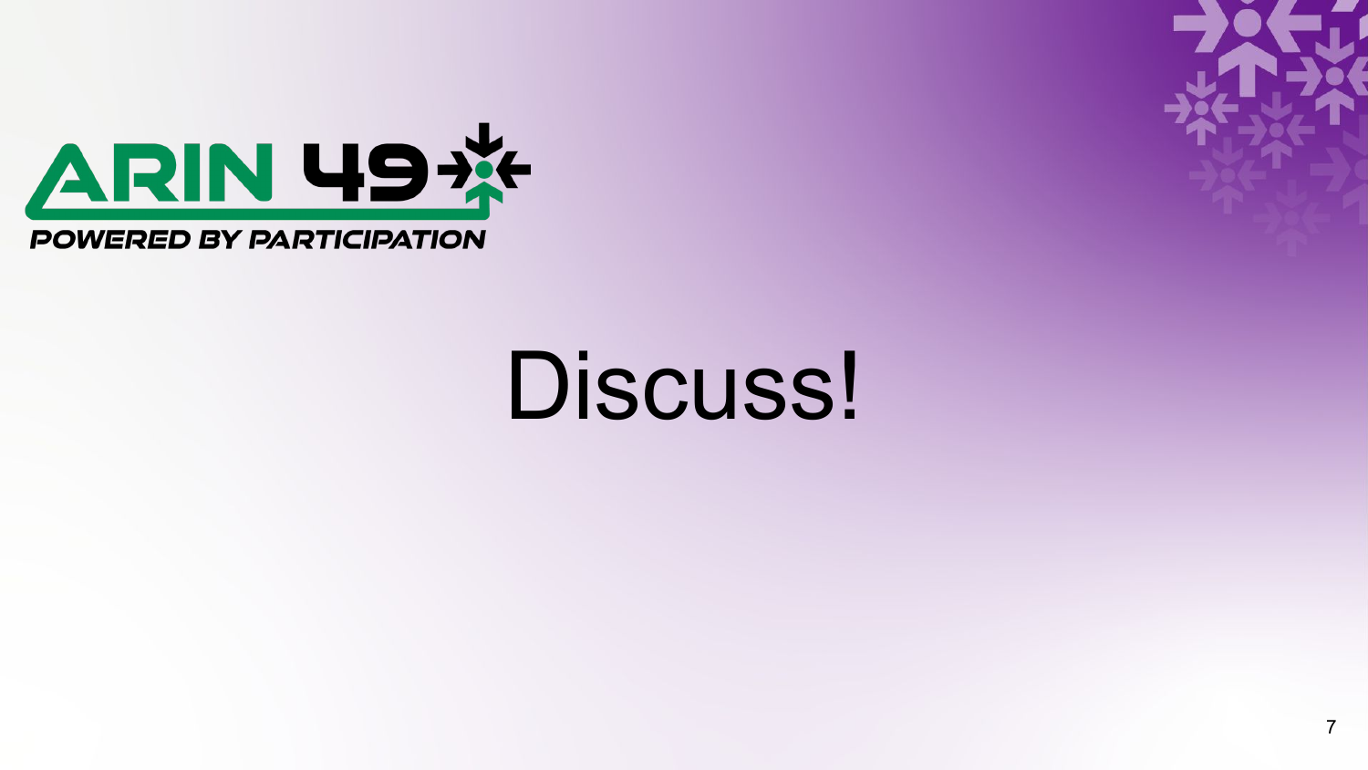ARIN 49

POWERED BY PARTICIPATION

# Discuss!